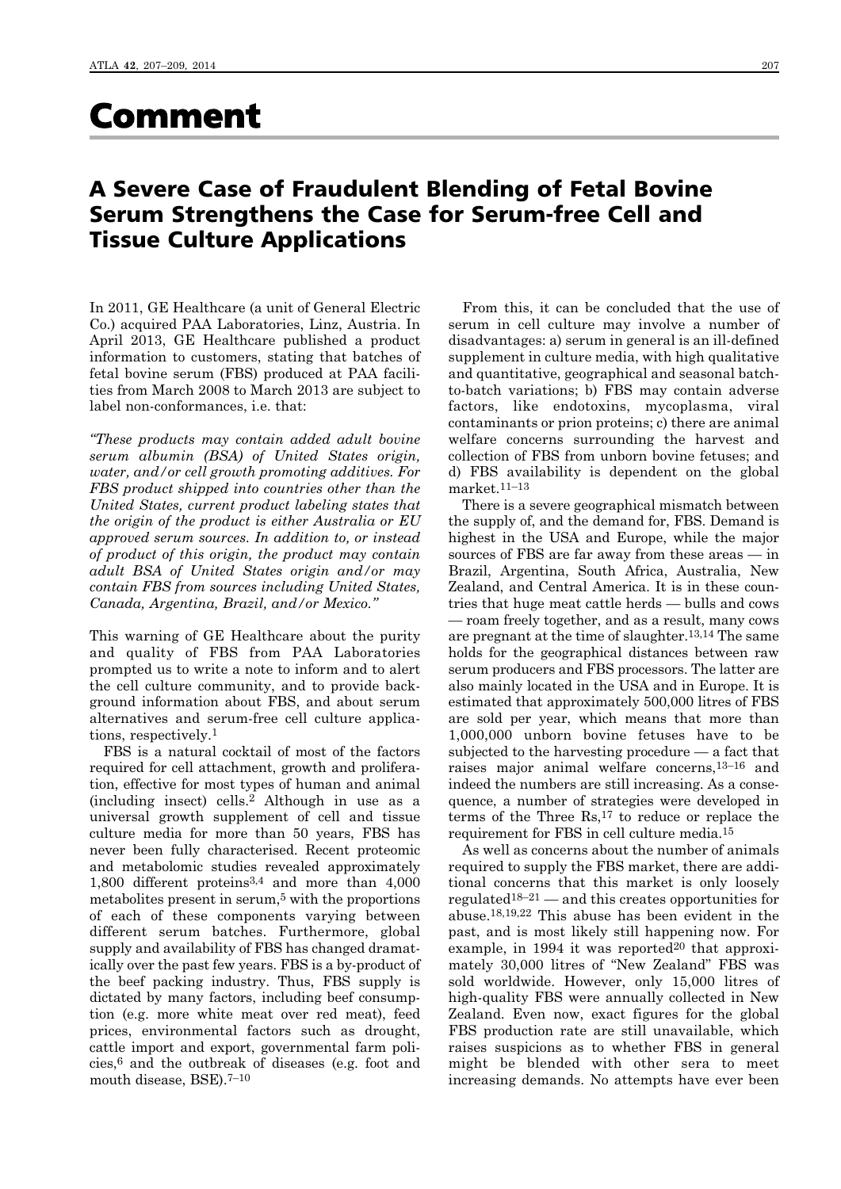# Comment

## A Severe Case of Fraudulent Blending of Fetal Bovine Serum Strengthens the Case for Serum-free Cell and Tissue Culture Applications

In 2011, GE Healthcare (a unit of General Electric Co.) acquired PAA Laboratories, Linz, Austria. In April 2013, GE Healthcare published a product information to customers, stating that batches of fetal bovine serum (FBS) produced at PAA facilities from March 2008 to March 2013 are subject to label non-conformances, i.e. that:

*"These products may contain added adult bovine serum albumin (BSA) of United States origin, water, and/or cell growth promoting additives. For FBS product shipped into countries other than the United States, current product labeling states that the origin of the product is either Australia or EU approved serum sources. In addition to, or instead of product of this origin, the product may contain adult BSA of United States origin and/or may contain FBS from sources including United States, Canada, Argentina, Brazil, and/or Mexico."*

This warning of GE Healthcare about the purity and quality of FBS from PAA Laboratories prompted us to write a note to inform and to alert the cell culture community, and to provide background information about FBS, and about serum alternatives and serum-free cell culture applications, respectively.[1]

FBS is a natural cocktail of most of the factors required for cell attachment, growth and proliferation, effective for most types of human and animal (including insect) cells.[2] Although in use as a universal growth supplement of cell and tissue culture media for more than 50 years, FBS has never been fully characterised. Recent proteomic and metabolomic studies revealed approximately 1,800 different proteins[3,4] and more than 4,000 metabolites present in serum,[5] with the proportions of each of these components varying between different serum batches. Furthermore, global supply and availability of FBS has changed dramatically over the past few years. FBS is a by-product of the beef packing industry. Thus, FBS supply is dictated by many factors, including beef consumption (e.g. more white meat over red meat), feed prices, environmental factors such as drought, cattle import and export, governmental farm policies,[6] and the outbreak of diseases (e.g. foot and mouth disease, BSE).[7–10]

From this, it can be concluded that the use of serum in cell culture may involve a number of disadvantages: a) serum in general is an ill-defined supplement in culture media, with high qualitative and quantitative, geographical and seasonal batch-to-batch variations; b) FBS may contain adverse factors, like endotoxins, mycoplasma, viral contaminants or prion proteins; c) there are animal welfare concerns surrounding the harvest and collection of FBS from unborn bovine fetuses; and d) FBS availability is dependent on the global market.[11–13]

There is a severe geographical mismatch between the supply of, and the demand for, FBS. Demand is highest in the USA and Europe, while the major sources of FBS are far away from these areas — in Brazil, Argentina, South Africa, Australia, New Zealand, and Central America. It is in these countries that huge meat cattle herds — bulls and cows — roam freely together, and as a result, many cows are pregnant at the time of slaughter.[13,14] The same holds for the geographical distances between raw serum producers and FBS processors. The latter are also mainly located in the USA and in Europe. It is estimated that approximately 500,000 litres of FBS are sold per year, which means that more than 1,000,000 unborn bovine fetuses have to be subjected to the harvesting procedure — a fact that raises major animal welfare concerns,[13–16] and indeed the numbers are still increasing. As a consequence, a number of strategies were developed in terms of the Three Rs,[17] to reduce or replace the requirement for FBS in cell culture media.[15]

As well as concerns about the number of animals required to supply the FBS market, there are additional concerns that this market is only loosely regulated[18–21] — and this creates opportunities for abuse.[18,19,22] This abuse has been evident in the past, and is most likely still happening now. For example, in 1994 it was reported[20] that approximately 30,000 litres of "New Zealand" FBS was sold worldwide. However, only 15,000 litres of high-quality FBS were annually collected in New Zealand. Even now, exact figures for the global FBS production rate are still unavailable, which raises suspicions as to whether FBS in general might be blended with other sera to meet increasing demands. No attempts have ever been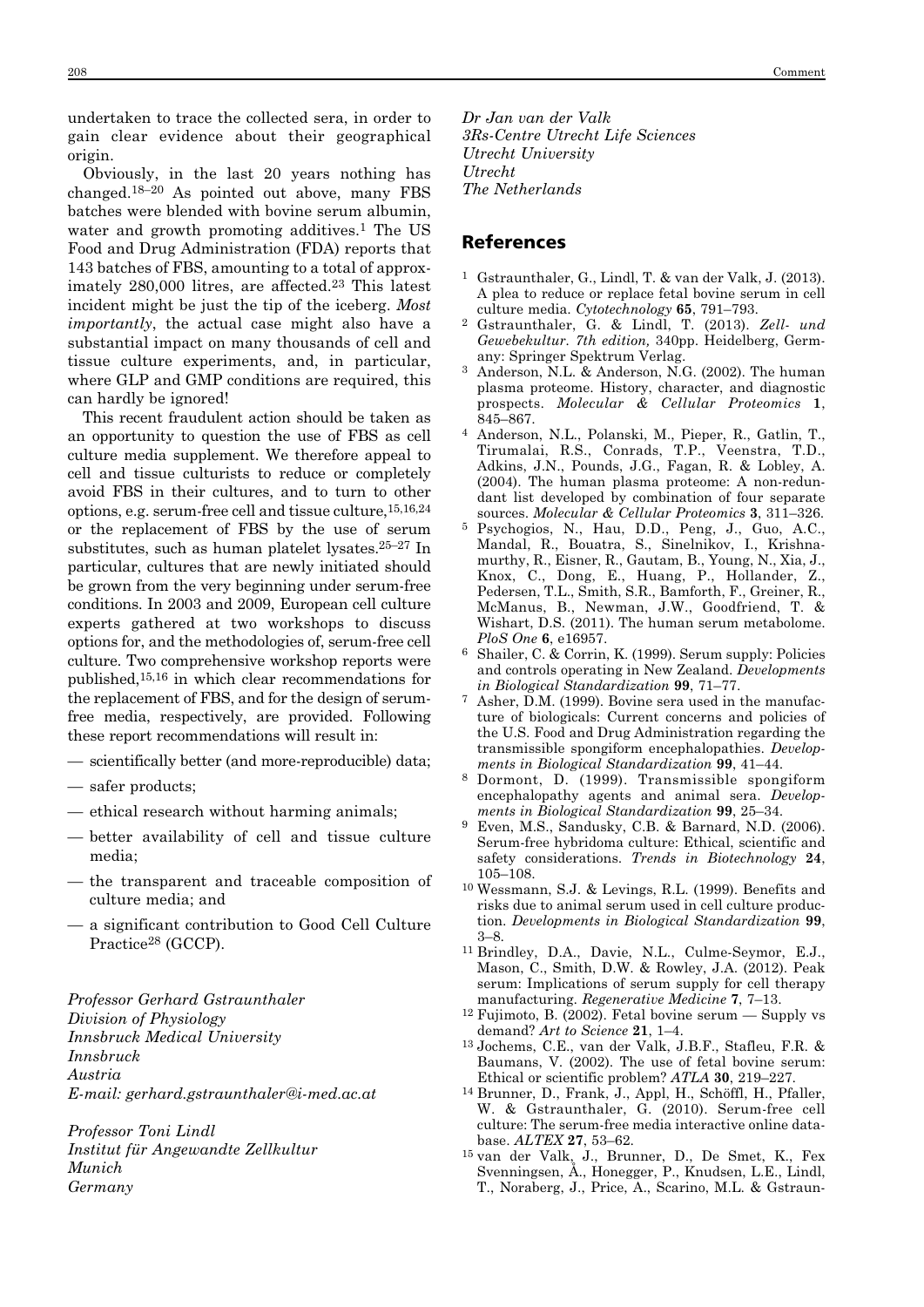undertaken to trace the collected sera, in order to gain clear evidence about their geographical origin.

Obviously, in the last 20 years nothing has changed.[18–20] As pointed out above, many FBS batches were blended with bovine serum albumin, water and growth promoting additives.[1] The US Food and Drug Administration (FDA) reports that 143 batches of FBS, amounting to a total of approximately 280,000 litres, are affected.[23] This latest incident might be just the tip of the iceberg. *Most importantly*, the actual case might also have a substantial impact on many thousands of cell and tissue culture experiments, and, in particular, where GLP and GMP conditions are required, this can hardly be ignored!

This recent fraudulent action should be taken as an opportunity to question the use of FBS as cell culture media supplement. We therefore appeal to cell and tissue culturists to reduce or completely avoid FBS in their cultures, and to turn to other options, e.g. serum-free cell and tissue culture,[15,16,24] or the replacement of FBS by the use of serum substitutes, such as human platelet lysates.[25–27] In particular, cultures that are newly initiated should be grown from the very beginning under serum-free conditions. In 2003 and 2009, European cell culture experts gathered at two workshops to discuss options for, and the methodologies of, serum-free cell culture. Two comprehensive workshop reports were published,[15,16] in which clear recommendations for the replacement of FBS, and for the design of serum-free media, respectively, are provided. Following these report recommendations will result in:

- scientifically better (and more-reproducible) data;
- safer products;
- ethical research without harming animals;
- better availability of cell and tissue culture media;
- the transparent and traceable composition of culture media; and
- a significant contribution to Good Cell Culture Practice[28] (GCCP).

*Professor Gerhard Gstraunthaler*
*Division of Physiology*
*Innsbruck Medical University*
*Innsbruck*
*Austria*
*E-mail: gerhard.gstraunthaler@i-med.ac.at*

*Professor Toni Lindl*
*Institut für Angewandte Zellkultur*
*Munich*
*Germany*

*Dr Jan van der Valk*
*3Rs-Centre Utrecht Life Sciences*
*Utrecht University*
*Utrecht*
*The Netherlands*

## References

1. Gstraunthaler, G., Lindl, T. & van der Valk, J. (2013). A plea to reduce or replace fetal bovine serum in cell culture media. *Cytotechnology* **65**, 791–793.
2. Gstraunthaler, G. & Lindl, T. (2013). *Zell- und Gewebekultur. 7th edition,* 340pp. Heidelberg, Germany: Springer Spektrum Verlag.
3. Anderson, N.L. & Anderson, N.G. (2002). The human plasma proteome. History, character, and diagnostic prospects. *Molecular & Cellular Proteomics* **1**, 845–867.
4. Anderson, N.L., Polanski, M., Pieper, R., Gatlin, T., Tirumalai, R.S., Conrads, T.P., Veenstra, T.D., Adkins, J.N., Pounds, J.G., Fagan, R. & Lobley, A. (2004). The human plasma proteome: A non-redundant list developed by combination of four separate sources. *Molecular & Cellular Proteomics* **3**, 311–326.
5. Psychogios, N., Hau, D.D., Peng, J., Guo, A.C., Mandal, R., Bouatra, S., Sinelnikov, I., Krishnamurthy, R., Eisner, R., Gautam, B., Young, N., Xia, J., Knox, C., Dong, E., Huang, P., Hollander, Z., Pedersen, T.L., Smith, S.R., Bamforth, F., Greiner, R., McManus, B., Newman, J.W., Goodfriend, T. & Wishart, D.S. (2011). The human serum metabolome. *PloS One* **6**, e16957.
6. Shailer, C. & Corrin, K. (1999). Serum supply: Policies and controls operating in New Zealand. *Developments in Biological Standardization* **99**, 71–77.
7. Asher, D.M. (1999). Bovine sera used in the manufacture of biologicals: Current concerns and policies of the U.S. Food and Drug Administration regarding the transmissible spongiform encephalopathies. *Developments in Biological Standardization* **99**, 41–44.
8. Dormont, D. (1999). Transmissible spongiform encephalopathy agents and animal sera. *Developments in Biological Standardization* **99**, 25–34.
9. Even, M.S., Sandusky, C.B. & Barnard, N.D. (2006). Serum-free hybridoma culture: Ethical, scientific and safety considerations. *Trends in Biotechnology* **24**, 105–108.
10. Wessmann, S.J. & Levings, R.L. (1999). Benefits and risks due to animal serum used in cell culture production. *Developments in Biological Standardization* **99**, 3–8.
11. Brindley, D.A., Davie, N.L., Culme-Seymor, E.J., Mason, C., Smith, D.W. & Rowley, J.A. (2012). Peak serum: Implications of serum supply for cell therapy manufacturing. *Regenerative Medicine* **7**, 7–13.
12. Fujimoto, B. (2002). Fetal bovine serum — Supply vs demand? *Art to Science* **21**, 1–4.
13. Jochems, C.E., van der Valk, J.B.F., Stafleu, F.R. & Baumans, V. (2002). The use of fetal bovine serum: Ethical or scientific problem? *ATLA* **30**, 219–227.
14. Brunner, D., Frank, J., Appl, H., Schöffl, H., Pfaller, W. & Gstraunthaler, G. (2010). Serum-free cell culture: The serum-free media interactive online database. *ALTEX* **27**, 53–62.
15. van der Valk, J., Brunner, D., De Smet, K., Fex Svenningsen, Å., Honegger, P., Knudsen, L.E., Lindl, T., Noraberg, J., Price, A., Scarino, M.L. & Gstraun-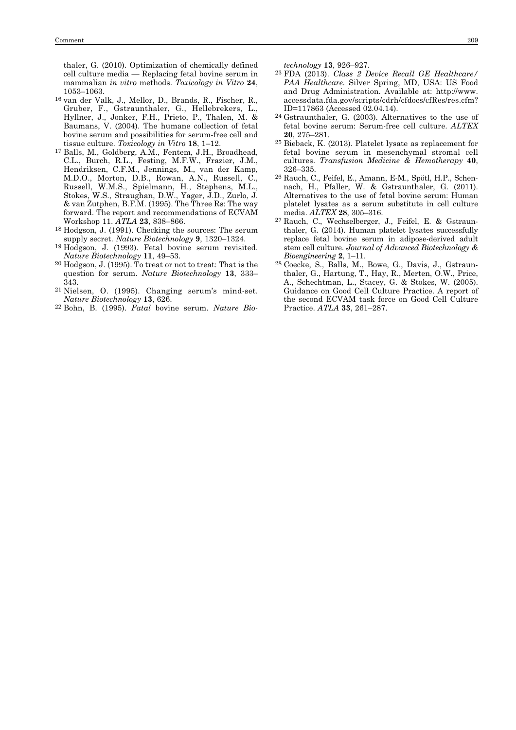thaler, G. (2010). Optimization of chemically defined cell culture media — Replacing fetal bovine serum in mammalian *in vitro* methods. *Toxicology in Vitro* **24**, 1053–1063.

[16] van der Valk, J., Mellor, D., Brands, R., Fischer, R., Gruber, F., Gstraunthaler, G., Hellebrekers, L., Hyllner, J., Jonker, F.H., Prieto, P., Thalen, M. & Baumans, V. (2004). The humane collection of fetal bovine serum and possibilities for serum-free cell and tissue culture. *Toxicology in Vitro* **18**, 1–12.

[17] Balls, M., Goldberg, A.M., Fentem, J.H., Broadhead, C.L., Burch, R.L., Festing, M.F.W., Frazier, J.M., Hendriksen, C.F.M., Jennings, M., van der Kamp, M.D.O., Morton, D.B., Rowan, A.N., Russell, C., Russell, W.M.S., Spielmann, H., Stephens, M.L., Stokes, W.S., Straughan, D.W., Yager, J.D., Zurlo, J. & van Zutphen, B.F.M. (1995). The Three Rs: The way forward. The report and recommendations of ECVAM Workshop 11. *ATLA* **23**, 838–866.

[18] Hodgson, J. (1991). Checking the sources: The serum supply secret. *Nature Biotechnology* **9**, 1320–1324.

[19] Hodgson, J. (1993). Fetal bovine serum revisited. *Nature Biotechnology* **11**, 49–53.

[20] Hodgson, J. (1995). To treat or not to treat: That is the question for serum. *Nature Biotechnology* **13**, 333–343.

[21] Nielsen, O. (1995). Changing serum's mind-set. *Nature Biotechnology* **13**, 626.

[22] Bohn, B. (1995). *Fatal* bovine serum. *Nature Biotechnology* **13**, 926–927.

[23] FDA (2013). *Class 2 Device Recall GE Healthcare/ PAA Healthcare.* Silver Spring, MD, USA: US Food and Drug Administration. Available at: http://www.accessdata.fda.gov/scripts/cdrh/cfdocs/cfRes/res.cfm?ID=117863 (Accessed 02.04.14).

[24] Gstraunthaler, G. (2003). Alternatives to the use of fetal bovine serum: Serum-free cell culture. *ALTEX* **20**, 275–281.

[25] Bieback, K. (2013). Platelet lysate as replacement for fetal bovine serum in mesenchymal stromal cell cultures. *Transfusion Medicine & Hemotherapy* **40**, 326–335.

[26] Rauch, C., Feifel, E., Amann, E-M., Spötl, H.P., Schennach, H., Pfaller, W. & Gstraunthaler, G. (2011). Alternatives to the use of fetal bovine serum: Human platelet lysates as a serum substitute in cell culture media. *ALTEX* **28**, 305–316.

[27] Rauch, C., Wechselberger, J., Feifel, E. & Gstraunthaler, G. (2014). Human platelet lysates successfully replace fetal bovine serum in adipose-derived adult stem cell culture. *Journal of Advanced Biotechnology & Bioengineering* **2**, 1–11.

[28] Coecke, S., Balls, M., Bowe, G., Davis, J., Gstraunthaler, G., Hartung, T., Hay, R., Merten, O.W., Price, A., Schechtman, L., Stacey, G. & Stokes, W. (2005). Guidance on Good Cell Culture Practice. A report of the second ECVAM task force on Good Cell Culture Practice. *ATLA* **33**, 261–287.